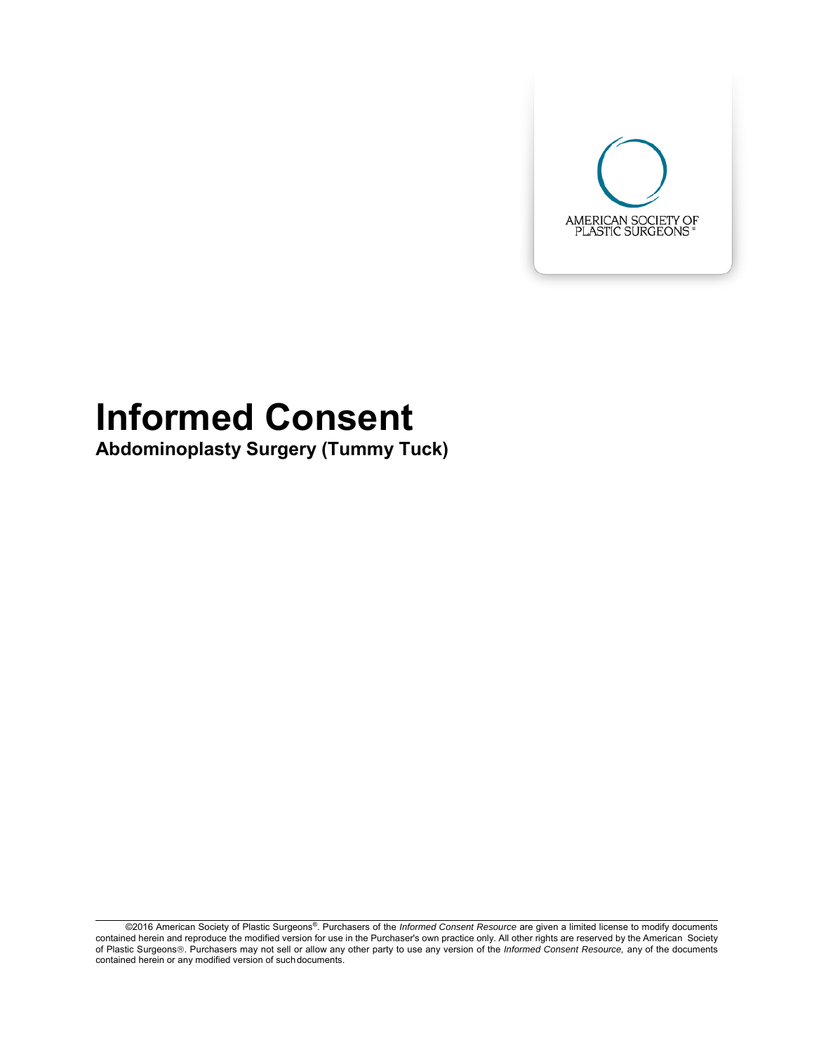AMERICAN SOCIETY OF PLASTIC SURGEONS®

# Informed Consent

## Abdominoplasty Surgery (Tummy Tuck)

©2016 American Society of Plastic Surgeons®. Purchasers of the *Informed Consent Resource* are given a limited license to modify documents contained herein and reproduce the modified version for use in the Purchaser's own practice only. All other rights are reserved by the American Society of Plastic Surgeons®. Purchasers may not sell or allow any other party to use any version of the *Informed Consent Resource,* any of the documents contained herein or any modified version of such documents.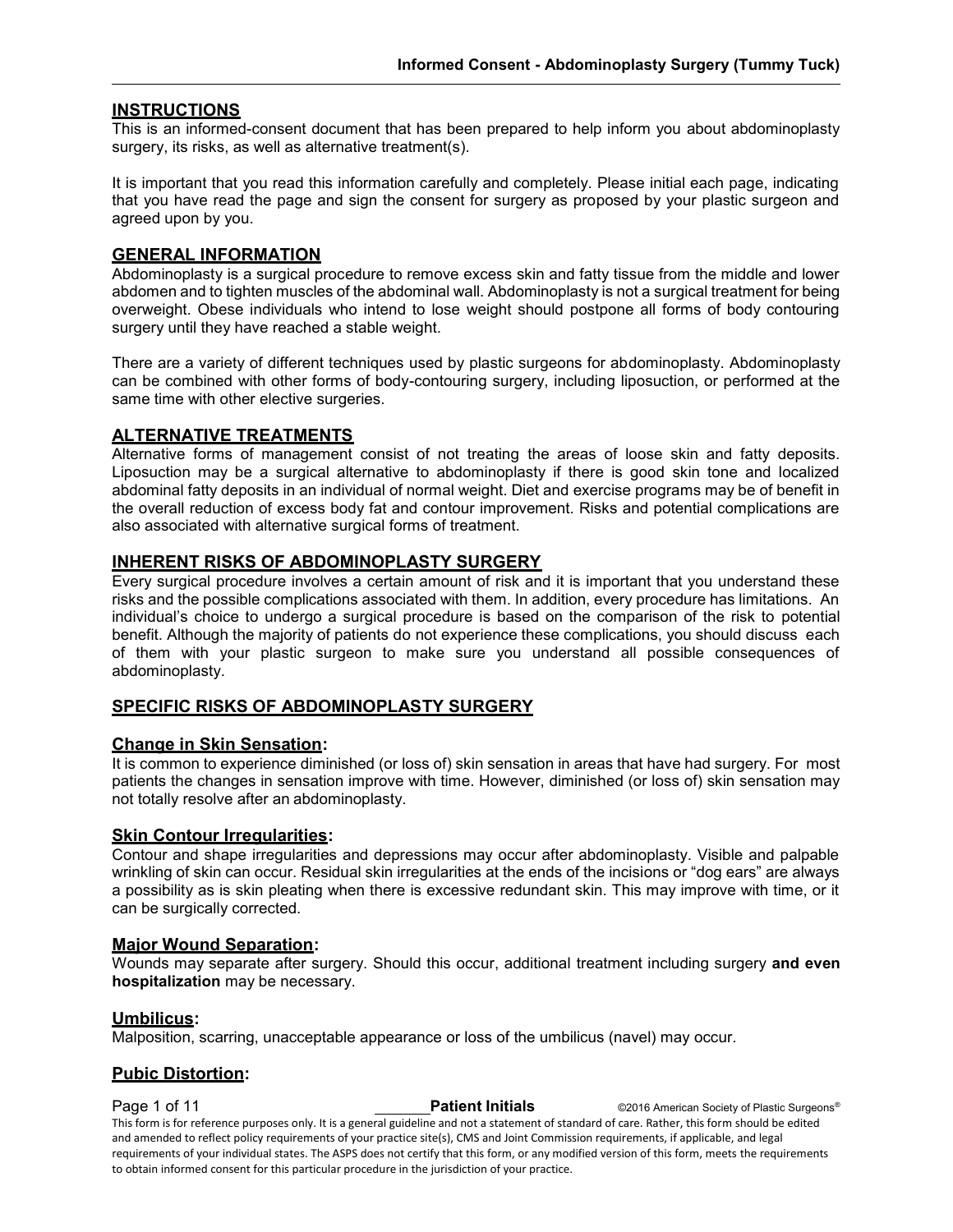## INSTRUCTIONS

This is an informed-consent document that has been prepared to help inform you about abdominoplasty surgery, its risks, as well as alternative treatment(s).

It is important that you read this information carefully and completely. Please initial each page, indicating that you have read the page and sign the consent for surgery as proposed by your plastic surgeon and agreed upon by you.

## GENERAL INFORMATION

Abdominoplasty is a surgical procedure to remove excess skin and fatty tissue from the middle and lower abdomen and to tighten muscles of the abdominal wall. Abdominoplasty is not a surgical treatment for being overweight. Obese individuals who intend to lose weight should postpone all forms of body contouring surgery until they have reached a stable weight.

There are a variety of different techniques used by plastic surgeons for abdominoplasty. Abdominoplasty can be combined with other forms of body-contouring surgery, including liposuction, or performed at the same time with other elective surgeries.

## ALTERNATIVE TREATMENTS

Alternative forms of management consist of not treating the areas of loose skin and fatty deposits. Liposuction may be a surgical alternative to abdominoplasty if there is good skin tone and localized abdominal fatty deposits in an individual of normal weight. Diet and exercise programs may be of benefit in the overall reduction of excess body fat and contour improvement. Risks and potential complications are also associated with alternative surgical forms of treatment.

## INHERENT RISKS OF ABDOMINOPLASTY SURGERY

Every surgical procedure involves a certain amount of risk and it is important that you understand these risks and the possible complications associated with them. In addition, every procedure has limitations. An individual's choice to undergo a surgical procedure is based on the comparison of the risk to potential benefit. Although the majority of patients do not experience these complications, you should discuss each of them with your plastic surgeon to make sure you understand all possible consequences of abdominoplasty.

## SPECIFIC RISKS OF ABDOMINOPLASTY SURGERY

### Change in Skin Sensation:

It is common to experience diminished (or loss of) skin sensation in areas that have had surgery. For most patients the changes in sensation improve with time. However, diminished (or loss of) skin sensation may not totally resolve after an abdominoplasty.

### Skin Contour Irregularities:

Contour and shape irregularities and depressions may occur after abdominoplasty. Visible and palpable wrinkling of skin can occur. Residual skin irregularities at the ends of the incisions or "dog ears" are always a possibility as is skin pleating when there is excessive redundant skin. This may improve with time, or it can be surgically corrected.

### Major Wound Separation:

Wounds may separate after surgery. Should this occur, additional treatment including surgery **and even hospitalization** may be necessary.

### Umbilicus:

Malposition, scarring, unacceptable appearance or loss of the umbilicus (navel) may occur.

### Pubic Distortion:

_______ **Patient Initials**

This form is for reference purposes only. It is a general guideline and not a statement of standard of care. Rather, this form should be edited and amended to reflect policy requirements of your practice site(s), CMS and Joint Commission requirements, if applicable, and legal requirements of your individual states. The ASPS does not certify that this form, or any modified version of this form, meets the requirements to obtain informed consent for this particular procedure in the jurisdiction of your practice.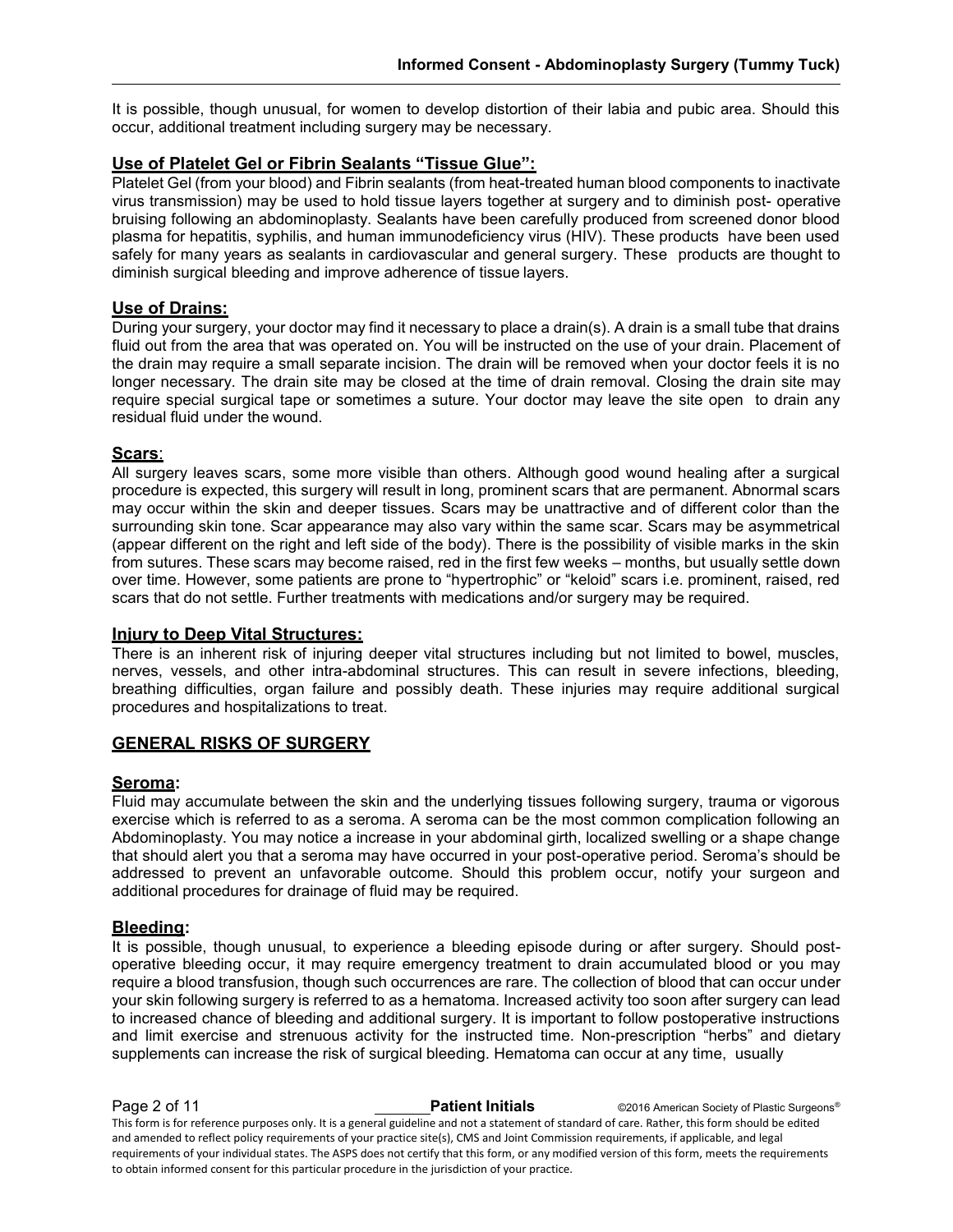It is possible, though unusual, for women to develop distortion of their labia and pubic area. Should this occur, additional treatment including surgery may be necessary.

## Use of Platelet Gel or Fibrin Sealants "Tissue Glue":

Platelet Gel (from your blood) and Fibrin sealants (from heat-treated human blood components to inactivate virus transmission) may be used to hold tissue layers together at surgery and to diminish post- operative bruising following an abdominoplasty. Sealants have been carefully produced from screened donor blood plasma for hepatitis, syphilis, and human immunodeficiency virus (HIV). These products have been used safely for many years as sealants in cardiovascular and general surgery. These products are thought to diminish surgical bleeding and improve adherence of tissue layers.

## Use of Drains:

During your surgery, your doctor may find it necessary to place a drain(s). A drain is a small tube that drains fluid out from the area that was operated on. You will be instructed on the use of your drain. Placement of the drain may require a small separate incision. The drain will be removed when your doctor feels it is no longer necessary. The drain site may be closed at the time of drain removal. Closing the drain site may require special surgical tape or sometimes a suture. Your doctor may leave the site open to drain any residual fluid under the wound.

## Scars:

All surgery leaves scars, some more visible than others. Although good wound healing after a surgical procedure is expected, this surgery will result in long, prominent scars that are permanent. Abnormal scars may occur within the skin and deeper tissues. Scars may be unattractive and of different color than the surrounding skin tone. Scar appearance may also vary within the same scar. Scars may be asymmetrical (appear different on the right and left side of the body). There is the possibility of visible marks in the skin from sutures. These scars may become raised, red in the first few weeks – months, but usually settle down over time. However, some patients are prone to "hypertrophic" or "keloid" scars i.e. prominent, raised, red scars that do not settle. Further treatments with medications and/or surgery may be required.

## Injury to Deep Vital Structures:

There is an inherent risk of injuring deeper vital structures including but not limited to bowel, muscles, nerves, vessels, and other intra-abdominal structures. This can result in severe infections, bleeding, breathing difficulties, organ failure and possibly death. These injuries may require additional surgical procedures and hospitalizations to treat.

# GENERAL RISKS OF SURGERY

## Seroma:

Fluid may accumulate between the skin and the underlying tissues following surgery, trauma or vigorous exercise which is referred to as a seroma. A seroma can be the most common complication following an Abdominoplasty. You may notice a increase in your abdominal girth, localized swelling or a shape change that should alert you that a seroma may have occurred in your post-operative period. Seroma's should be addressed to prevent an unfavorable outcome. Should this problem occur, notify your surgeon and additional procedures for drainage of fluid may be required.

## Bleeding:

It is possible, though unusual, to experience a bleeding episode during or after surgery. Should post-operative bleeding occur, it may require emergency treatment to drain accumulated blood or you may require a blood transfusion, though such occurrences are rare. The collection of blood that can occur under your skin following surgery is referred to as a hematoma. Increased activity too soon after surgery can lead to increased chance of bleeding and additional surgery. It is important to follow postoperative instructions and limit exercise and strenuous activity for the instructed time. Non-prescription "herbs" and dietary supplements can increase the risk of surgical bleeding. Hematoma can occur at any time, usually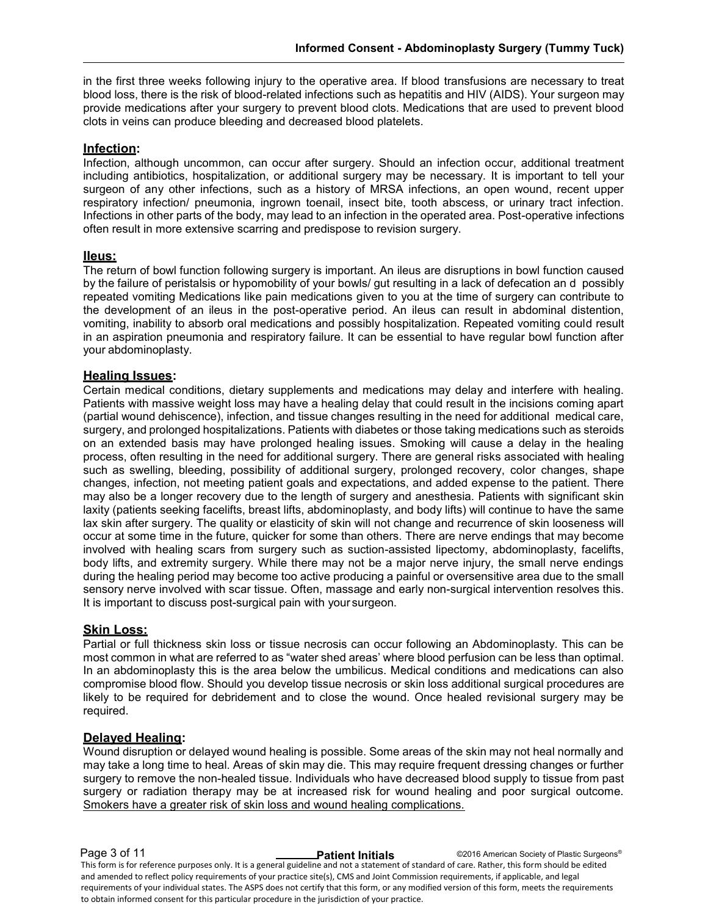in the first three weeks following injury to the operative area. If blood transfusions are necessary to treat blood loss, there is the risk of blood-related infections such as hepatitis and HIV (AIDS). Your surgeon may provide medications after your surgery to prevent blood clots. Medications that are used to prevent blood clots in veins can produce bleeding and decreased blood platelets.

**Infection:**

Infection, although uncommon, can occur after surgery. Should an infection occur, additional treatment including antibiotics, hospitalization, or additional surgery may be necessary. It is important to tell your surgeon of any other infections, such as a history of MRSA infections, an open wound, recent upper respiratory infection/ pneumonia, ingrown toenail, insect bite, tooth abscess, or urinary tract infection. Infections in other parts of the body, may lead to an infection in the operated area. Post-operative infections often result in more extensive scarring and predispose to revision surgery.

**Ileus:**

The return of bowl function following surgery is important. An ileus are disruptions in bowl function caused by the failure of peristalsis or hypomobility of your bowls/ gut resulting in a lack of defecation an d possibly repeated vomiting Medications like pain medications given to you at the time of surgery can contribute to the development of an ileus in the post-operative period. An ileus can result in abdominal distention, vomiting, inability to absorb oral medications and possibly hospitalization. Repeated vomiting could result in an aspiration pneumonia and respiratory failure. It can be essential to have regular bowl function after your abdominoplasty.

**Healing Issues:**

Certain medical conditions, dietary supplements and medications may delay and interfere with healing. Patients with massive weight loss may have a healing delay that could result in the incisions coming apart (partial wound dehiscence), infection, and tissue changes resulting in the need for additional medical care, surgery, and prolonged hospitalizations. Patients with diabetes or those taking medications such as steroids on an extended basis may have prolonged healing issues. Smoking will cause a delay in the healing process, often resulting in the need for additional surgery. There are general risks associated with healing such as swelling, bleeding, possibility of additional surgery, prolonged recovery, color changes, shape changes, infection, not meeting patient goals and expectations, and added expense to the patient. There may also be a longer recovery due to the length of surgery and anesthesia. Patients with significant skin laxity (patients seeking facelifts, breast lifts, abdominoplasty, and body lifts) will continue to have the same lax skin after surgery. The quality or elasticity of skin will not change and recurrence of skin looseness will occur at some time in the future, quicker for some than others. There are nerve endings that may become involved with healing scars from surgery such as suction-assisted lipectomy, abdominoplasty, facelifts, body lifts, and extremity surgery. While there may not be a major nerve injury, the small nerve endings during the healing period may become too active producing a painful or oversensitive area due to the small sensory nerve involved with scar tissue. Often, massage and early non-surgical intervention resolves this. It is important to discuss post-surgical pain with your surgeon.

**Skin Loss:**

Partial or full thickness skin loss or tissue necrosis can occur following an Abdominoplasty. This can be most common in what are referred to as "water shed areas' where blood perfusion can be less than optimal. In an abdominoplasty this is the area below the umbilicus. Medical conditions and medications can also compromise blood flow. Should you develop tissue necrosis or skin loss additional surgical procedures are likely to be required for debridement and to close the wound. Once healed revisional surgery may be required.

**Delayed Healing:**

Wound disruption or delayed wound healing is possible. Some areas of the skin may not heal normally and may take a long time to heal. Areas of skin may die. This may require frequent dressing changes or further surgery to remove the non-healed tissue. Individuals who have decreased blood supply to tissue from past surgery or radiation therapy may be at increased risk for wound healing and poor surgical outcome. Smokers have a greater risk of skin loss and wound healing complications.

_______ **Patient Initials**

This form is for reference purposes only. It is a general guideline and not a statement of standard of care. Rather, this form should be edited and amended to reflect policy requirements of your practice site(s), CMS and Joint Commission requirements, if applicable, and legal requirements of your individual states. The ASPS does not certify that this form, or any modified version of this form, meets the requirements to obtain informed consent for this particular procedure in the jurisdiction of your practice.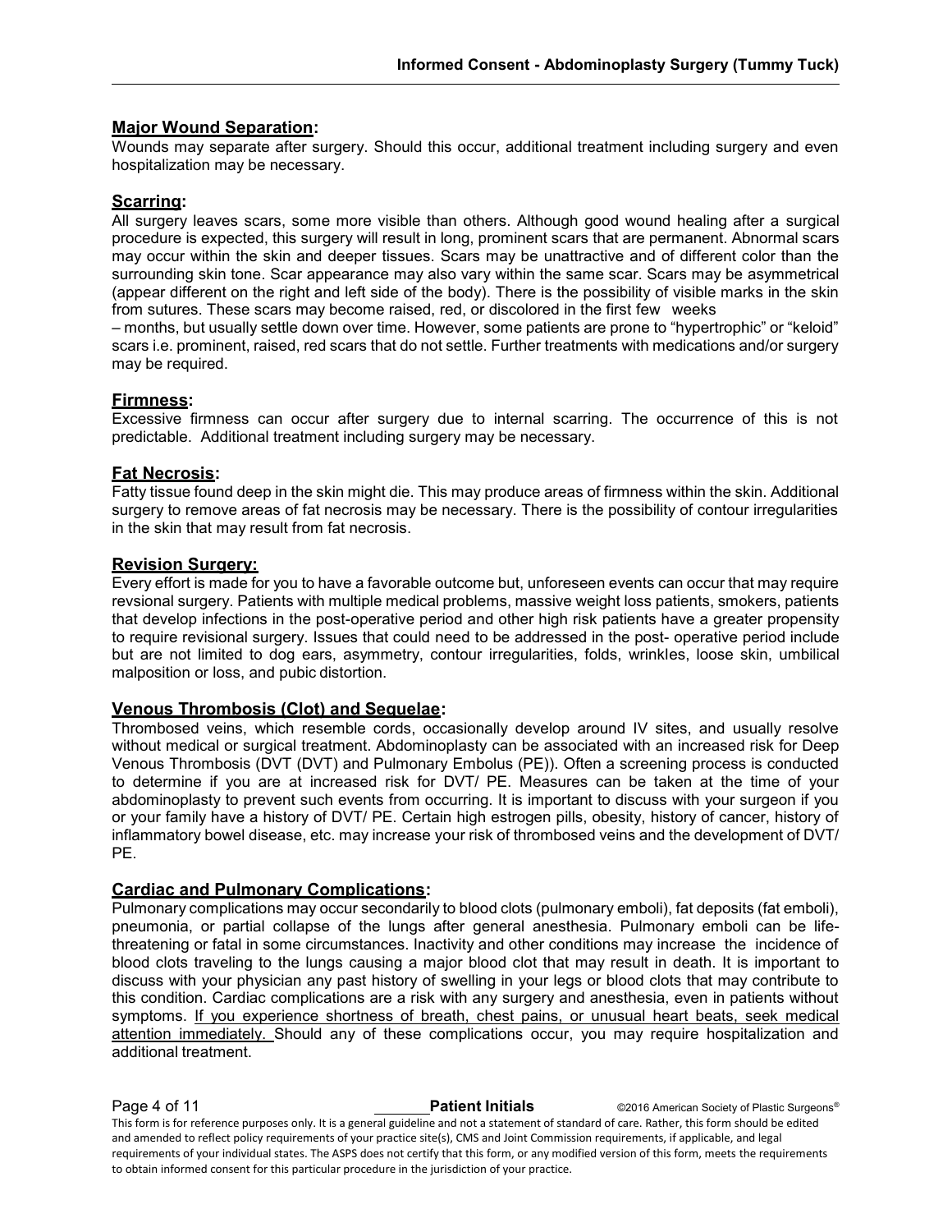### Major Wound Separation:

Wounds may separate after surgery. Should this occur, additional treatment including surgery and even hospitalization may be necessary.

### Scarring:

All surgery leaves scars, some more visible than others. Although good wound healing after a surgical procedure is expected, this surgery will result in long, prominent scars that are permanent. Abnormal scars may occur within the skin and deeper tissues. Scars may be unattractive and of different color than the surrounding skin tone. Scar appearance may also vary within the same scar. Scars may be asymmetrical (appear different on the right and left side of the body). There is the possibility of visible marks in the skin from sutures. These scars may become raised, red, or discolored in the first few weeks – months, but usually settle down over time. However, some patients are prone to "hypertrophic" or "keloid" scars i.e. prominent, raised, red scars that do not settle. Further treatments with medications and/or surgery may be required.

### Firmness:

Excessive firmness can occur after surgery due to internal scarring. The occurrence of this is not predictable. Additional treatment including surgery may be necessary.

### Fat Necrosis:

Fatty tissue found deep in the skin might die. This may produce areas of firmness within the skin. Additional surgery to remove areas of fat necrosis may be necessary. There is the possibility of contour irregularities in the skin that may result from fat necrosis.

### Revision Surgery:

Every effort is made for you to have a favorable outcome but, unforeseen events can occur that may require revsional surgery. Patients with multiple medical problems, massive weight loss patients, smokers, patients that develop infections in the post-operative period and other high risk patients have a greater propensity to require revisional surgery. Issues that could need to be addressed in the post- operative period include but are not limited to dog ears, asymmetry, contour irregularities, folds, wrinkles, loose skin, umbilical malposition or loss, and pubic distortion.

### Venous Thrombosis (Clot) and Sequelae:

Thrombosed veins, which resemble cords, occasionally develop around IV sites, and usually resolve without medical or surgical treatment. Abdominoplasty can be associated with an increased risk for Deep Venous Thrombosis (DVT (DVT) and Pulmonary Embolus (PE)). Often a screening process is conducted to determine if you are at increased risk for DVT/ PE. Measures can be taken at the time of your abdominoplasty to prevent such events from occurring. It is important to discuss with your surgeon if you or your family have a history of DVT/ PE. Certain high estrogen pills, obesity, history of cancer, history of inflammatory bowel disease, etc. may increase your risk of thrombosed veins and the development of DVT/ PE.

### Cardiac and Pulmonary Complications:

Pulmonary complications may occur secondarily to blood clots (pulmonary emboli), fat deposits (fat emboli), pneumonia, or partial collapse of the lungs after general anesthesia. Pulmonary emboli can be life-threatening or fatal in some circumstances. Inactivity and other conditions may increase the incidence of blood clots traveling to the lungs causing a major blood clot that may result in death. It is important to discuss with your physician any past history of swelling in your legs or blood clots that may contribute to this condition. Cardiac complications are a risk with any surgery and anesthesia, even in patients without symptoms. <u>If you experience shortness of breath, chest pains, or unusual heart beats, seek medical attention immediately.</u> Should any of these complications occur, you may require hospitalization and additional treatment.

_______ **Patient Initials**

This form is for reference purposes only. It is a general guideline and not a statement of standard of care. Rather, this form should be edited and amended to reflect policy requirements of your practice site(s), CMS and Joint Commission requirements, if applicable, and legal requirements of your individual states. The ASPS does not certify that this form, or any modified version of this form, meets the requirements to obtain informed consent for this particular procedure in the jurisdiction of your practice.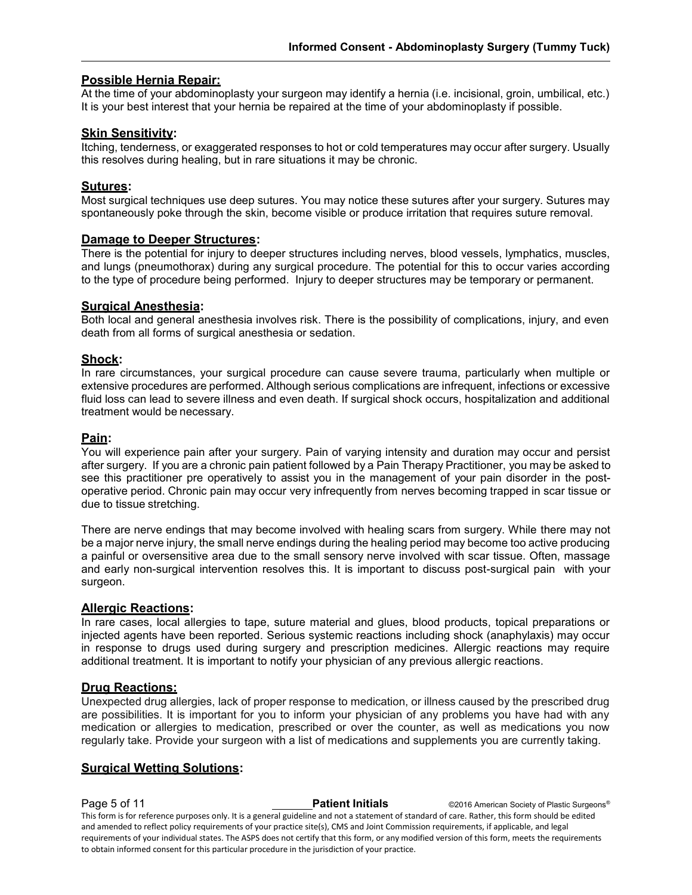## Possible Hernia Repair:

At the time of your abdominoplasty your surgeon may identify a hernia (i.e. incisional, groin, umbilical, etc.) It is your best interest that your hernia be repaired at the time of your abdominoplasty if possible.

## Skin Sensitivity:

Itching, tenderness, or exaggerated responses to hot or cold temperatures may occur after surgery. Usually this resolves during healing, but in rare situations it may be chronic.

## Sutures:

Most surgical techniques use deep sutures. You may notice these sutures after your surgery. Sutures may spontaneously poke through the skin, become visible or produce irritation that requires suture removal.

## Damage to Deeper Structures:

There is the potential for injury to deeper structures including nerves, blood vessels, lymphatics, muscles, and lungs (pneumothorax) during any surgical procedure. The potential for this to occur varies according to the type of procedure being performed. Injury to deeper structures may be temporary or permanent.

## Surgical Anesthesia:

Both local and general anesthesia involves risk. There is the possibility of complications, injury, and even death from all forms of surgical anesthesia or sedation.

## Shock:

In rare circumstances, your surgical procedure can cause severe trauma, particularly when multiple or extensive procedures are performed. Although serious complications are infrequent, infections or excessive fluid loss can lead to severe illness and even death. If surgical shock occurs, hospitalization and additional treatment would be necessary.

## Pain:

You will experience pain after your surgery. Pain of varying intensity and duration may occur and persist after surgery. If you are a chronic pain patient followed by a Pain Therapy Practitioner, you may be asked to see this practitioner pre operatively to assist you in the management of your pain disorder in the post-operative period. Chronic pain may occur very infrequently from nerves becoming trapped in scar tissue or due to tissue stretching.

There are nerve endings that may become involved with healing scars from surgery. While there may not be a major nerve injury, the small nerve endings during the healing period may become too active producing a painful or oversensitive area due to the small sensory nerve involved with scar tissue. Often, massage and early non-surgical intervention resolves this. It is important to discuss post-surgical pain with your surgeon.

## Allergic Reactions:

In rare cases, local allergies to tape, suture material and glues, blood products, topical preparations or injected agents have been reported. Serious systemic reactions including shock (anaphylaxis) may occur in response to drugs used during surgery and prescription medicines. Allergic reactions may require additional treatment. It is important to notify your physician of any previous allergic reactions.

## Drug Reactions:

Unexpected drug allergies, lack of proper response to medication, or illness caused by the prescribed drug are possibilities. It is important for you to inform your physician of any problems you have had with any medication or allergies to medication, prescribed or over the counter, as well as medications you now regularly take. Provide your surgeon with a list of medications and supplements you are currently taking.

## Surgical Wetting Solutions: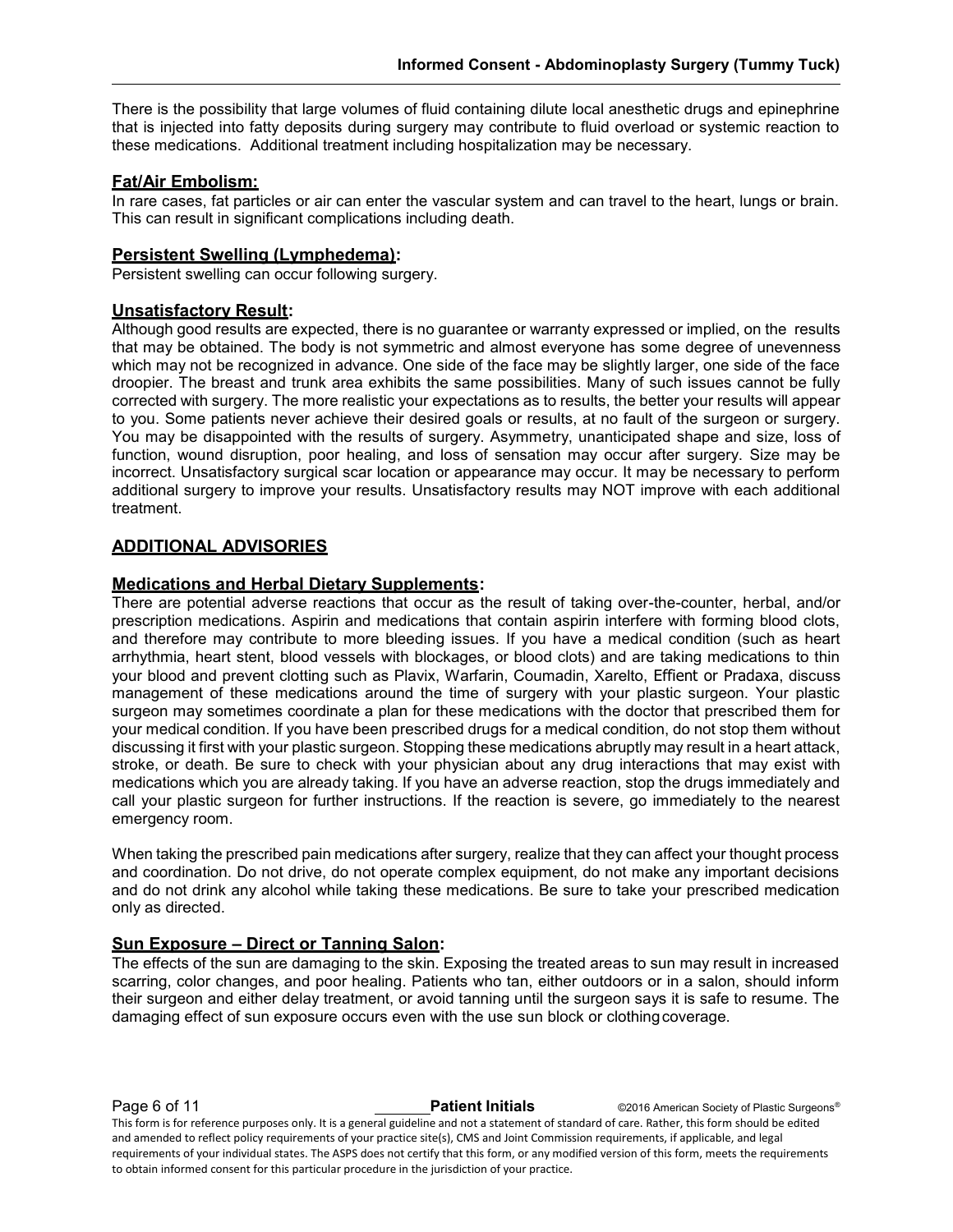There is the possibility that large volumes of fluid containing dilute local anesthetic drugs and epinephrine that is injected into fatty deposits during surgery may contribute to fluid overload or systemic reaction to these medications. Additional treatment including hospitalization may be necessary.

### Fat/Air Embolism:

In rare cases, fat particles or air can enter the vascular system and can travel to the heart, lungs or brain. This can result in significant complications including death.

### Persistent Swelling (Lymphedema):

Persistent swelling can occur following surgery.

### Unsatisfactory Result:

Although good results are expected, there is no guarantee or warranty expressed or implied, on the results that may be obtained. The body is not symmetric and almost everyone has some degree of unevenness which may not be recognized in advance. One side of the face may be slightly larger, one side of the face droopier. The breast and trunk area exhibits the same possibilities. Many of such issues cannot be fully corrected with surgery. The more realistic your expectations as to results, the better your results will appear to you. Some patients never achieve their desired goals or results, at no fault of the surgeon or surgery. You may be disappointed with the results of surgery. Asymmetry, unanticipated shape and size, loss of function, wound disruption, poor healing, and loss of sensation may occur after surgery. Size may be incorrect. Unsatisfactory surgical scar location or appearance may occur. It may be necessary to perform additional surgery to improve your results. Unsatisfactory results may NOT improve with each additional treatment.

## ADDITIONAL ADVISORIES

### Medications and Herbal Dietary Supplements:

There are potential adverse reactions that occur as the result of taking over-the-counter, herbal, and/or prescription medications. Aspirin and medications that contain aspirin interfere with forming blood clots, and therefore may contribute to more bleeding issues. If you have a medical condition (such as heart arrhythmia, heart stent, blood vessels with blockages, or blood clots) and are taking medications to thin your blood and prevent clotting such as Plavix, Warfarin, Coumadin, Xarelto, Effient or Pradaxa, discuss management of these medications around the time of surgery with your plastic surgeon. Your plastic surgeon may sometimes coordinate a plan for these medications with the doctor that prescribed them for your medical condition. If you have been prescribed drugs for a medical condition, do not stop them without discussing it first with your plastic surgeon. Stopping these medications abruptly may result in a heart attack, stroke, or death. Be sure to check with your physician about any drug interactions that may exist with medications which you are already taking. If you have an adverse reaction, stop the drugs immediately and call your plastic surgeon for further instructions. If the reaction is severe, go immediately to the nearest emergency room.

When taking the prescribed pain medications after surgery, realize that they can affect your thought process and coordination. Do not drive, do not operate complex equipment, do not make any important decisions and do not drink any alcohol while taking these medications. Be sure to take your prescribed medication only as directed.

### Sun Exposure – Direct or Tanning Salon:

The effects of the sun are damaging to the skin. Exposing the treated areas to sun may result in increased scarring, color changes, and poor healing. Patients who tan, either outdoors or in a salon, should inform their surgeon and either delay treatment, or avoid tanning until the surgeon says it is safe to resume. The damaging effect of sun exposure occurs even with the use sun block or clothing coverage.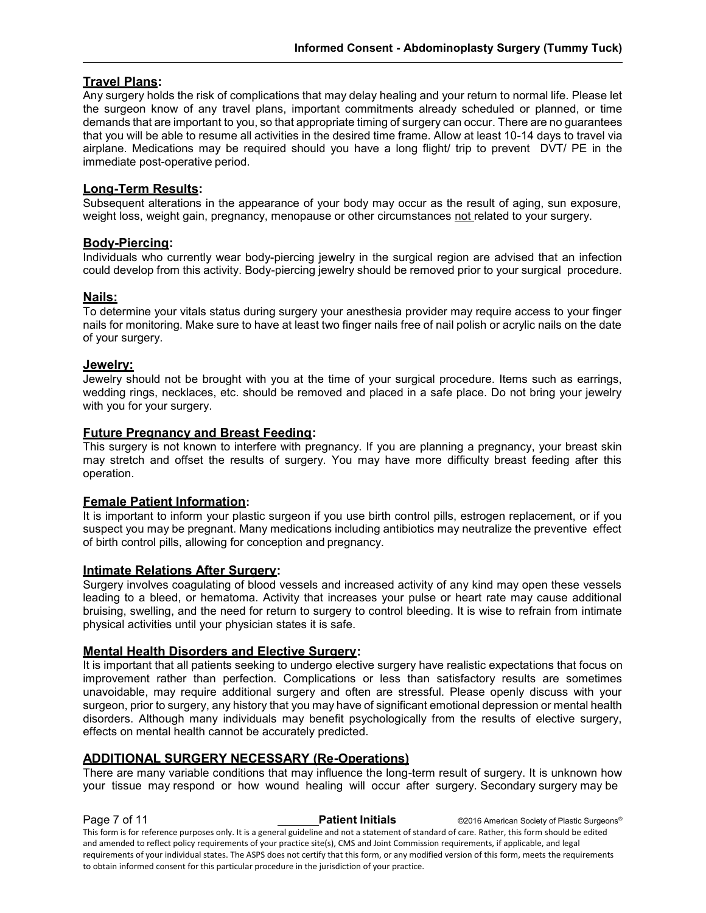## Travel Plans:

Any surgery holds the risk of complications that may delay healing and your return to normal life. Please let the surgeon know of any travel plans, important commitments already scheduled or planned, or time demands that are important to you, so that appropriate timing of surgery can occur. There are no guarantees that you will be able to resume all activities in the desired time frame. Allow at least 10-14 days to travel via airplane. Medications may be required should you have a long flight/ trip to prevent DVT/ PE in the immediate post-operative period.

## Long-Term Results:

Subsequent alterations in the appearance of your body may occur as the result of aging, sun exposure, weight loss, weight gain, pregnancy, menopause or other circumstances not related to your surgery.

## Body-Piercing:

Individuals who currently wear body-piercing jewelry in the surgical region are advised that an infection could develop from this activity. Body-piercing jewelry should be removed prior to your surgical procedure.

## Nails:

To determine your vitals status during surgery your anesthesia provider may require access to your finger nails for monitoring. Make sure to have at least two finger nails free of nail polish or acrylic nails on the date of your surgery.

## Jewelry:

Jewelry should not be brought with you at the time of your surgical procedure. Items such as earrings, wedding rings, necklaces, etc. should be removed and placed in a safe place. Do not bring your jewelry with you for your surgery.

## Future Pregnancy and Breast Feeding:

This surgery is not known to interfere with pregnancy. If you are planning a pregnancy, your breast skin may stretch and offset the results of surgery. You may have more difficulty breast feeding after this operation.

## Female Patient Information:

It is important to inform your plastic surgeon if you use birth control pills, estrogen replacement, or if you suspect you may be pregnant. Many medications including antibiotics may neutralize the preventive effect of birth control pills, allowing for conception and pregnancy.

## Intimate Relations After Surgery:

Surgery involves coagulating of blood vessels and increased activity of any kind may open these vessels leading to a bleed, or hematoma. Activity that increases your pulse or heart rate may cause additional bruising, swelling, and the need for return to surgery to control bleeding. It is wise to refrain from intimate physical activities until your physician states it is safe.

## Mental Health Disorders and Elective Surgery:

It is important that all patients seeking to undergo elective surgery have realistic expectations that focus on improvement rather than perfection. Complications or less than satisfactory results are sometimes unavoidable, may require additional surgery and often are stressful. Please openly discuss with your surgeon, prior to surgery, any history that you may have of significant emotional depression or mental health disorders. Although many individuals may benefit psychologically from the results of elective surgery, effects on mental health cannot be accurately predicted.

## ADDITIONAL SURGERY NECESSARY (Re-Operations)

There are many variable conditions that may influence the long-term result of surgery. It is unknown how your tissue may respond or how wound healing will occur after surgery. Secondary surgery may be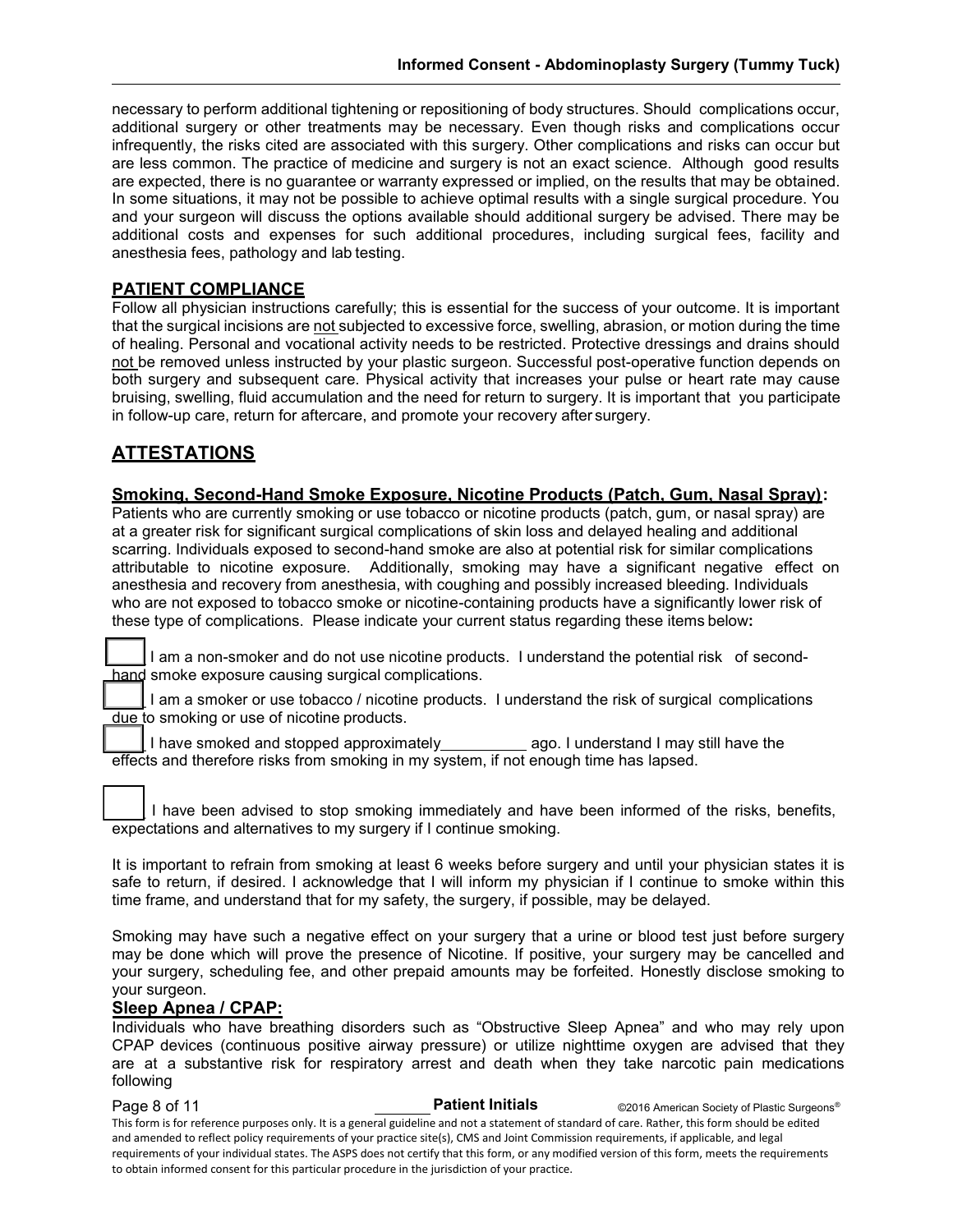necessary to perform additional tightening or repositioning of body structures. Should complications occur, additional surgery or other treatments may be necessary. Even though risks and complications occur infrequently, the risks cited are associated with this surgery. Other complications and risks can occur but are less common. The practice of medicine and surgery is not an exact science. Although good results are expected, there is no guarantee or warranty expressed or implied, on the results that may be obtained. In some situations, it may not be possible to achieve optimal results with a single surgical procedure. You and your surgeon will discuss the options available should additional surgery be advised. There may be additional costs and expenses for such additional procedures, including surgical fees, facility and anesthesia fees, pathology and lab testing.

## PATIENT COMPLIANCE

Follow all physician instructions carefully; this is essential for the success of your outcome. It is important that the surgical incisions are not subjected to excessive force, swelling, abrasion, or motion during the time of healing. Personal and vocational activity needs to be restricted. Protective dressings and drains should not be removed unless instructed by your plastic surgeon. Successful post-operative function depends on both surgery and subsequent care. Physical activity that increases your pulse or heart rate may cause bruising, swelling, fluid accumulation and the need for return to surgery. It is important that you participate in follow-up care, return for aftercare, and promote your recovery after surgery.

## ATTESTATIONS

### Smoking, Second-Hand Smoke Exposure, Nicotine Products (Patch, Gum, Nasal Spray):

Patients who are currently smoking or use tobacco or nicotine products (patch, gum, or nasal spray) are at a greater risk for significant surgical complications of skin loss and delayed healing and additional scarring. Individuals exposed to second-hand smoke are also at potential risk for similar complications attributable to nicotine exposure. Additionally, smoking may have a significant negative effect on anesthesia and recovery from anesthesia, with coughing and possibly increased bleeding. Individuals who are not exposed to tobacco smoke or nicotine-containing products have a significantly lower risk of these type of complications. Please indicate your current status regarding these items below:

☐ I am a non-smoker and do not use nicotine products. I understand the potential risk of second-hand smoke exposure causing surgical complications.

☐ I am a smoker or use tobacco / nicotine products. I understand the risk of surgical complications due to smoking or use of nicotine products.

☐ I have smoked and stopped approximately__________ ago. I understand I may still have the effects and therefore risks from smoking in my system, if not enough time has lapsed.

☐ I have been advised to stop smoking immediately and have been informed of the risks, benefits, expectations and alternatives to my surgery if I continue smoking.

It is important to refrain from smoking at least 6 weeks before surgery and until your physician states it is safe to return, if desired. I acknowledge that I will inform my physician if I continue to smoke within this time frame, and understand that for my safety, the surgery, if possible, may be delayed.

Smoking may have such a negative effect on your surgery that a urine or blood test just before surgery may be done which will prove the presence of Nicotine. If positive, your surgery may be cancelled and your surgery, scheduling fee, and other prepaid amounts may be forfeited. Honestly disclose smoking to your surgeon.

### Sleep Apnea / CPAP:

Individuals who have breathing disorders such as "Obstructive Sleep Apnea" and who may rely upon CPAP devices (continuous positive airway pressure) or utilize nighttime oxygen are advised that they are at a substantive risk for respiratory arrest and death when they take narcotic pain medications following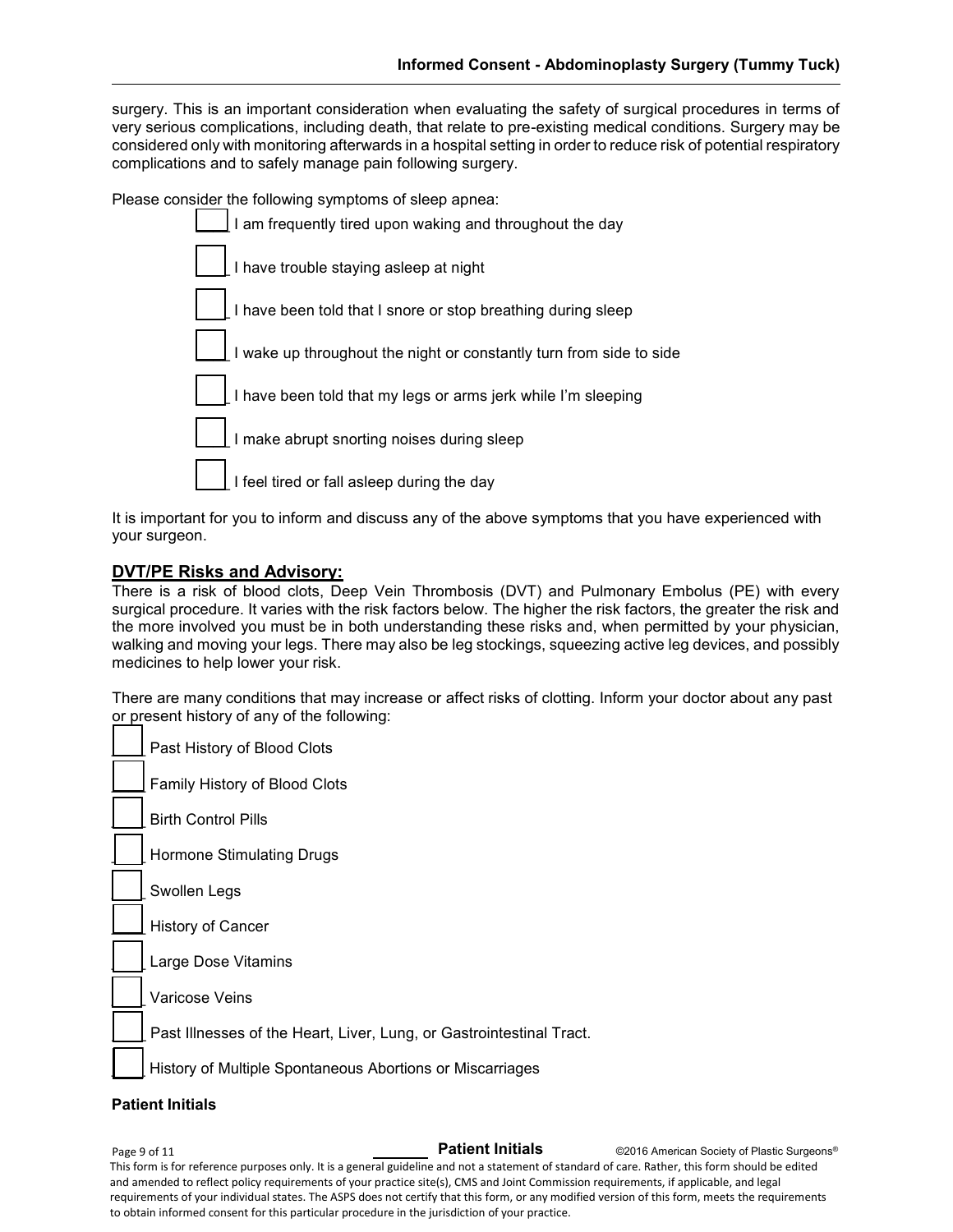surgery. This is an important consideration when evaluating the safety of surgical procedures in terms of very serious complications, including death, that relate to pre-existing medical conditions. Surgery may be considered only with monitoring afterwards in a hospital setting in order to reduce risk of potential respiratory complications and to safely manage pain following surgery.

Please consider the following symptoms of sleep apnea:

- [ ] I am frequently tired upon waking and throughout the day
- [ ] I have trouble staying asleep at night
- [ ] I have been told that I snore or stop breathing during sleep
- [ ] I wake up throughout the night or constantly turn from side to side
- [ ] I have been told that my legs or arms jerk while I'm sleeping
- [ ] I make abrupt snorting noises during sleep
- [ ] I feel tired or fall asleep during the day

It is important for you to inform and discuss any of the above symptoms that you have experienced with your surgeon.

## DVT/PE Risks and Advisory:

There is a risk of blood clots, Deep Vein Thrombosis (DVT) and Pulmonary Embolus (PE) with every surgical procedure. It varies with the risk factors below. The higher the risk factors, the greater the risk and the more involved you must be in both understanding these risks and, when permitted by your physician, walking and moving your legs. There may also be leg stockings, squeezing active leg devices, and possibly medicines to help lower your risk.

There are many conditions that may increase or affect risks of clotting. Inform your doctor about any past or present history of any of the following:

- [ ] Past History of Blood Clots
- [ ] Family History of Blood Clots
- [ ] Birth Control Pills
- [ ] Hormone Stimulating Drugs
- [ ] Swollen Legs
- [ ] History of Cancer
- [ ] Large Dose Vitamins
- [ ] Varicose Veins
- [ ] Past Illnesses of the Heart, Liver, Lung, or Gastrointestinal Tract.
- [ ] History of Multiple Spontaneous Abortions or Miscarriages

**Patient Initials**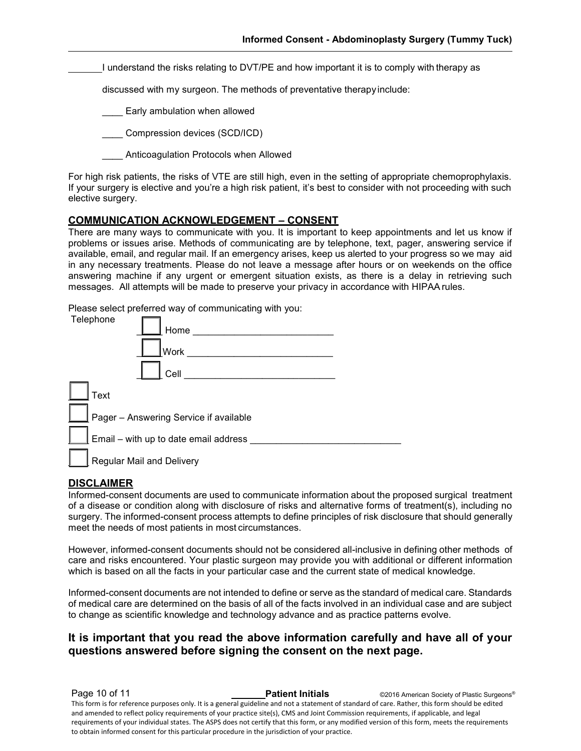_______I understand the risks relating to DVT/PE and how important it is to comply with therapy as discussed with my surgeon. The methods of preventative therapy include:

____ Early ambulation when allowed

____ Compression devices (SCD/ICD)

____ Anticoagulation Protocols when Allowed

For high risk patients, the risks of VTE are still high, even in the setting of appropriate chemoprophylaxis. If your surgery is elective and you're a high risk patient, it's best to consider with not proceeding with such elective surgery.

## COMMUNICATION ACKNOWLEDGEMENT – CONSENT

There are many ways to communicate with you. It is important to keep appointments and let us know if problems or issues arise. Methods of communicating are by telephone, text, pager, answering service if available, email, and regular mail. If an emergency arises, keep us alerted to your progress so we may aid in any necessary treatments. Please do not leave a message after hours or on weekends on the office answering machine if any urgent or emergent situation exists, as there is a delay in retrieving such messages. All attempts will be made to preserve your privacy in accordance with HIPAA rules.

Please select preferred way of communicating with you:

Telephone

- ☐ Home ___________________________
- ☐ Work ___________________________
- ☐ Cell ____________________________

☐ Text

☐ Pager – Answering Service if available

☐ Email – with up to date email address ____________________________

☐ Regular Mail and Delivery

## DISCLAIMER

Informed-consent documents are used to communicate information about the proposed surgical treatment of a disease or condition along with disclosure of risks and alternative forms of treatment(s), including no surgery. The informed-consent process attempts to define principles of risk disclosure that should generally meet the needs of most patients in most circumstances.

However, informed-consent documents should not be considered all-inclusive in defining other methods of care and risks encountered. Your plastic surgeon may provide you with additional or different information which is based on all the facts in your particular case and the current state of medical knowledge.

Informed-consent documents are not intended to define or serve as the standard of medical care. Standards of medical care are determined on the basis of all of the facts involved in an individual case and are subject to change as scientific knowledge and technology advance and as practice patterns evolve.

### It is important that you read the above information carefully and have all of your questions answered before signing the consent on the next page.

_______**Patient Initials**

This form is for reference purposes only. It is a general guideline and not a statement of standard of care. Rather, this form should be edited and amended to reflect policy requirements of your practice site(s), CMS and Joint Commission requirements, if applicable, and legal requirements of your individual states. The ASPS does not certify that this form, or any modified version of this form, meets the requirements to obtain informed consent for this particular procedure in the jurisdiction of your practice.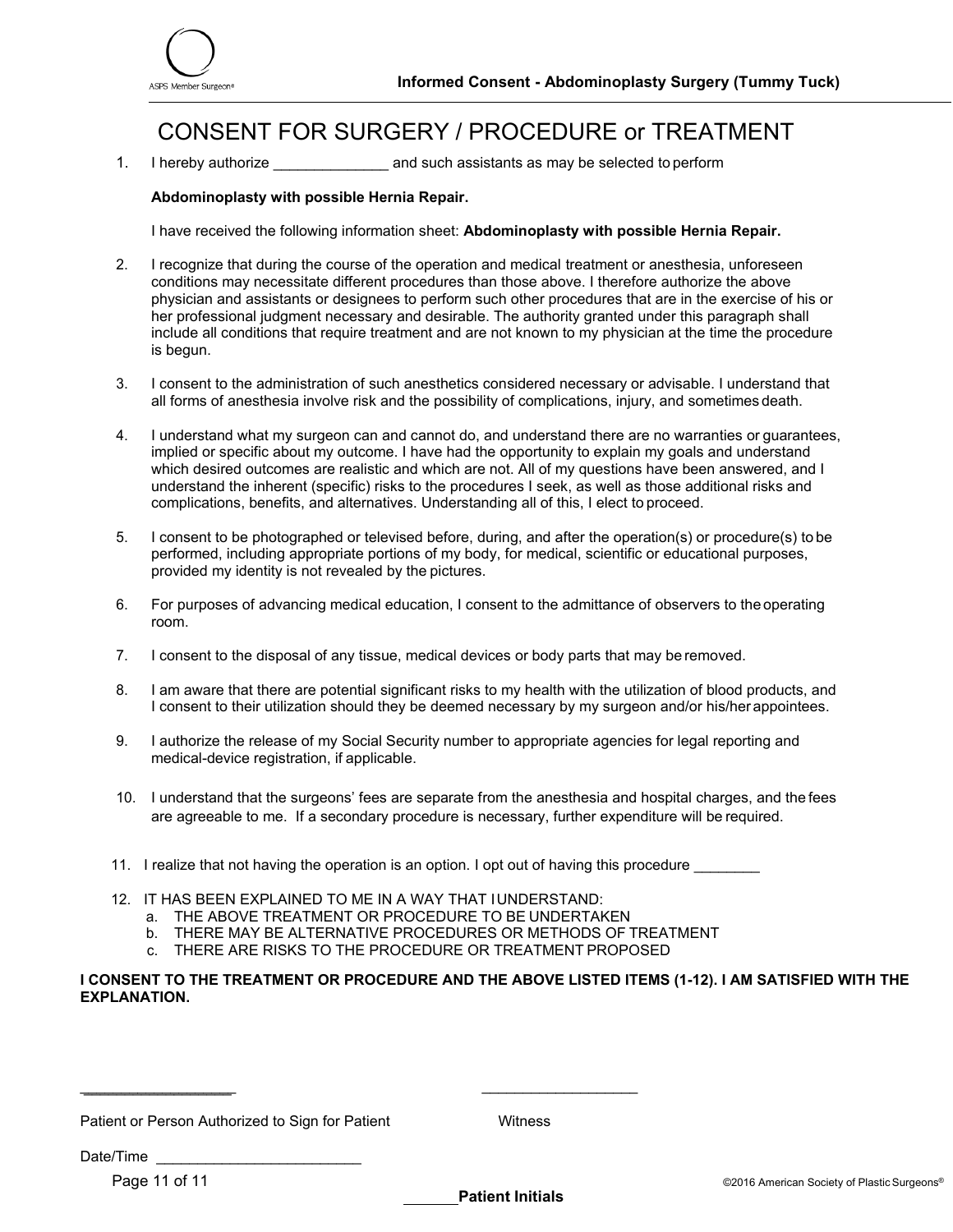# CONSENT FOR SURGERY / PROCEDURE or TREATMENT

1. I hereby authorize ______________ and such assistants as may be selected to perform

   **Abdominoplasty with possible Hernia Repair.**

   I have received the following information sheet: **Abdominoplasty with possible Hernia Repair.**

2. I recognize that during the course of the operation and medical treatment or anesthesia, unforeseen conditions may necessitate different procedures than those above. I therefore authorize the above physician and assistants or designees to perform such other procedures that are in the exercise of his or her professional judgment necessary and desirable. The authority granted under this paragraph shall include all conditions that require treatment and are not known to my physician at the time the procedure is begun.

3. I consent to the administration of such anesthetics considered necessary or advisable. I understand that all forms of anesthesia involve risk and the possibility of complications, injury, and sometimes death.

4. I understand what my surgeon can and cannot do, and understand there are no warranties or guarantees, implied or specific about my outcome. I have had the opportunity to explain my goals and understand which desired outcomes are realistic and which are not. All of my questions have been answered, and I understand the inherent (specific) risks to the procedures I seek, as well as those additional risks and complications, benefits, and alternatives. Understanding all of this, I elect to proceed.

5. I consent to be photographed or televised before, during, and after the operation(s) or procedure(s) to be performed, including appropriate portions of my body, for medical, scientific or educational purposes, provided my identity is not revealed by the pictures.

6. For purposes of advancing medical education, I consent to the admittance of observers to the operating room.

7. I consent to the disposal of any tissue, medical devices or body parts that may be removed.

8. I am aware that there are potential significant risks to my health with the utilization of blood products, and I consent to their utilization should they be deemed necessary by my surgeon and/or his/her appointees.

9. I authorize the release of my Social Security number to appropriate agencies for legal reporting and medical-device registration, if applicable.

10. I understand that the surgeons' fees are separate from the anesthesia and hospital charges, and the fees are agreeable to me. If a secondary procedure is necessary, further expenditure will be required.

11. I realize that not having the operation is an option. I opt out of having this procedure ________

12. IT HAS BEEN EXPLAINED TO ME IN A WAY THAT I UNDERSTAND:
    a. THE ABOVE TREATMENT OR PROCEDURE TO BE UNDERTAKEN
    b. THERE MAY BE ALTERNATIVE PROCEDURES OR METHODS OF TREATMENT
    c. THERE ARE RISKS TO THE PROCEDURE OR TREATMENT PROPOSED

**I CONSENT TO THE TREATMENT OR PROCEDURE AND THE ABOVE LISTED ITEMS (1-12). I AM SATISFIED WITH THE EXPLANATION.**

___________________ ___________________

Patient or Person Authorized to Sign for Patient Witness

Date/Time _________________________

______**Patient Initials**